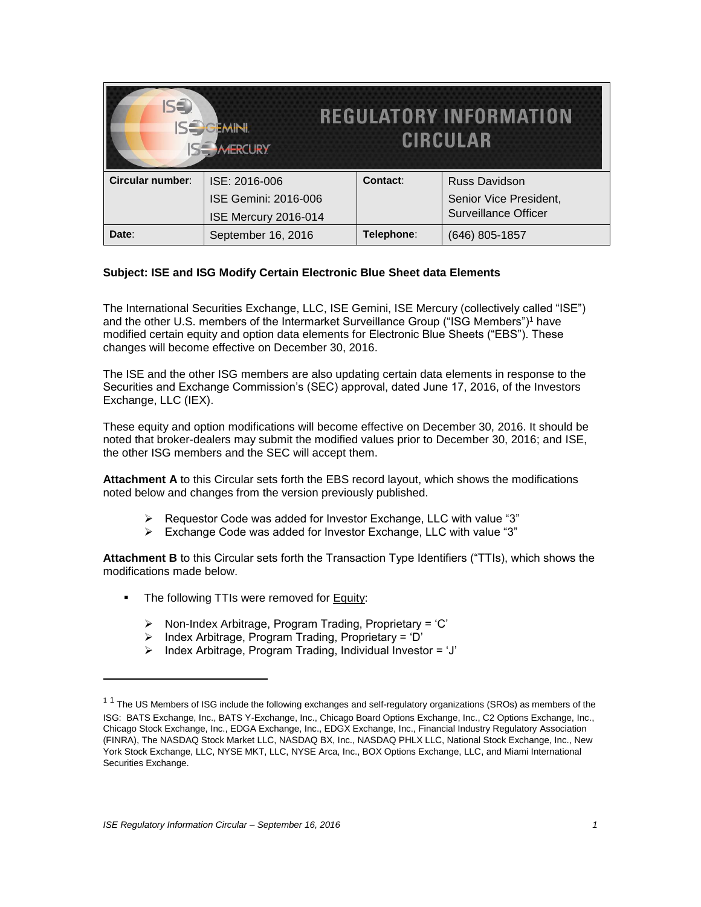# REGULATORY INFORMATION CIRCULAR

| Circular number: | ISE: 2016-006<br>ISE Gemini: 2016-006<br>ISE Mercury 2016-014 | Contact: | Russ Davidson<br>Senior Vice President,<br>Surveillance Officer |
|---|---|---|---|
| Date: | September 16, 2016 | Telephone: | (646) 805-1857 |

**Subject: ISE and ISG Modify Certain Electronic Blue Sheet data Elements**

The International Securities Exchange, LLC, ISE Gemini, ISE Mercury (collectively called "ISE") and the other U.S. members of the Intermarket Surveillance Group ("ISG Members")[1] have modified certain equity and option data elements for Electronic Blue Sheets ("EBS"). These changes will become effective on December 30, 2016.

The ISE and the other ISG members are also updating certain data elements in response to the Securities and Exchange Commission's (SEC) approval, dated June 17, 2016, of the Investors Exchange, LLC (IEX).

These equity and option modifications will become effective on December 30, 2016. It should be noted that broker-dealers may submit the modified values prior to December 30, 2016; and ISE, the other ISG members and the SEC will accept them.

**Attachment A** to this Circular sets forth the EBS record layout, which shows the modifications noted below and changes from the version previously published.

- Requestor Code was added for Investor Exchange, LLC with value "3"
- Exchange Code was added for Investor Exchange, LLC with value "3"

**Attachment B** to this Circular sets forth the Transaction Type Identifiers ("TTIs), which shows the modifications made below.

- The following TTIs were removed for Equity:
  - Non-Index Arbitrage, Program Trading, Proprietary = 'C'
  - Index Arbitrage, Program Trading, Proprietary = 'D'
  - Index Arbitrage, Program Trading, Individual Investor = 'J'

---

[1] [1] The US Members of ISG include the following exchanges and self-regulatory organizations (SROs) as members of the ISG: BATS Exchange, Inc., BATS Y-Exchange, Inc., Chicago Board Options Exchange, Inc., C2 Options Exchange, Inc., Chicago Stock Exchange, Inc., EDGA Exchange, Inc., EDGX Exchange, Inc., Financial Industry Regulatory Association (FINRA), The NASDAQ Stock Market LLC, NASDAQ BX, Inc., NASDAQ PHLX LLC, National Stock Exchange, Inc., New York Stock Exchange, LLC, NYSE MKT, LLC, NYSE Arca, Inc., BOX Options Exchange, LLC, and Miami International Securities Exchange.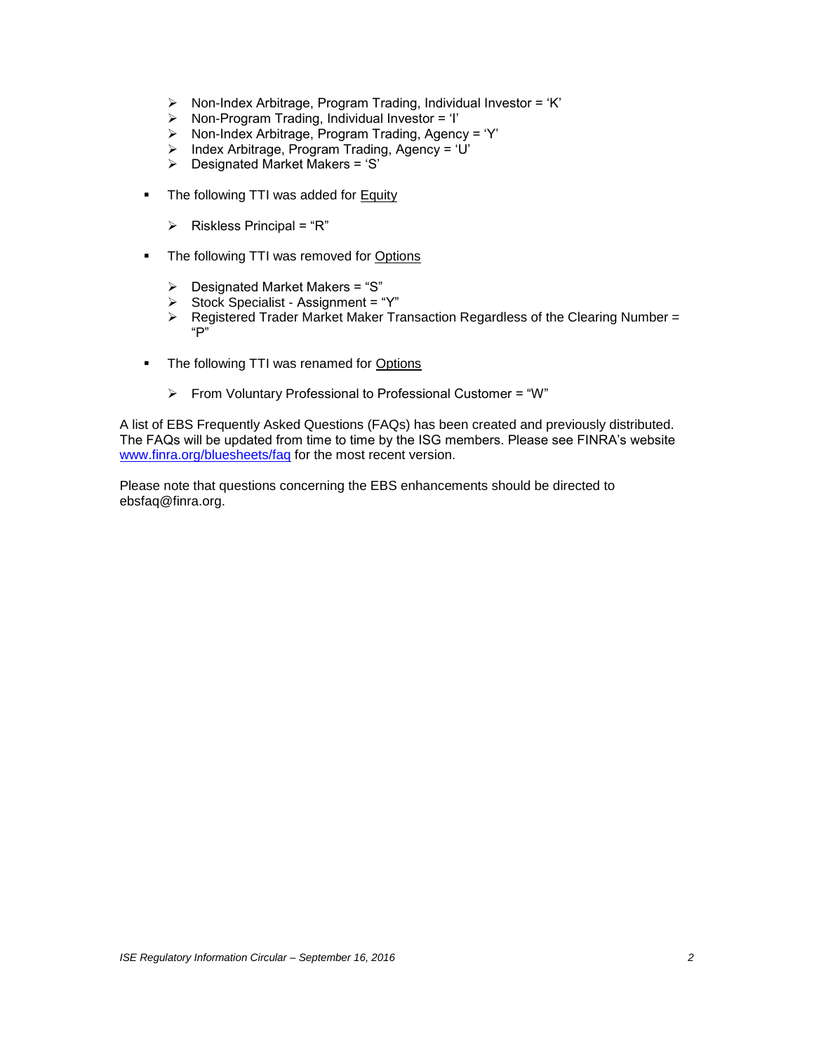- Non-Index Arbitrage, Program Trading, Individual Investor = 'K'
- Non-Program Trading, Individual Investor = 'I'
- Non-Index Arbitrage, Program Trading, Agency = 'Y'
- Index Arbitrage, Program Trading, Agency = 'U'
- Designated Market Makers = 'S'

- The following TTI was added for Equity

  - Riskless Principal = "R"

- The following TTI was removed for Options

  - Designated Market Makers = "S"
  - Stock Specialist - Assignment = "Y"
  - Registered Trader Market Maker Transaction Regardless of the Clearing Number = "P"

- The following TTI was renamed for Options

  - From Voluntary Professional to Professional Customer = "W"

A list of EBS Frequently Asked Questions (FAQs) has been created and previously distributed. The FAQs will be updated from time to time by the ISG members. Please see FINRA's website [www.finra.org/bluesheets/faq](www.finra.org/bluesheets/faq) for the most recent version.

Please note that questions concerning the EBS enhancements should be directed to ebsfaq@finra.org.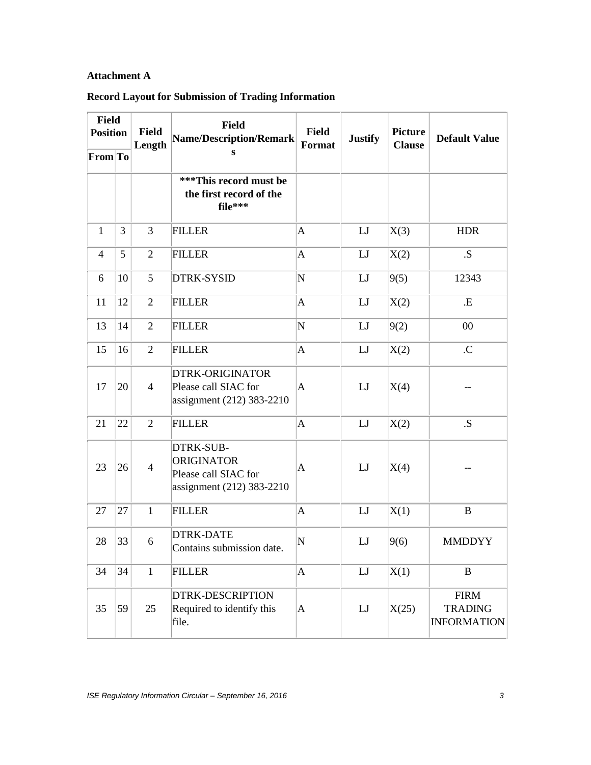**Attachment A**

**Record Layout for Submission of Trading Information**

| Field Position | | Field Length | Field Name/Description/Remarks | Field Format | Justify | Picture Clause | Default Value |
|---|---|---|---|---|---|---|---|
| From | To | | | | | | |
| | | | ***This record must be the first record of the file*** | | | | |
| 1 | 3 | 3 | FILLER | A | LJ | X(3) | HDR |
| 4 | 5 | 2 | FILLER | A | LJ | X(2) | .S |
| 6 | 10 | 5 | DTRK-SYSID | N | LJ | 9(5) | 12343 |
| 11 | 12 | 2 | FILLER | A | LJ | X(2) | .E |
| 13 | 14 | 2 | FILLER | N | LJ | 9(2) | 00 |
| 15 | 16 | 2 | FILLER | A | LJ | X(2) | .C |
| 17 | 20 | 4 | DTRK-ORIGINATOR Please call SIAC for assignment (212) 383-2210 | A | LJ | X(4) | -- |
| 21 | 22 | 2 | FILLER | A | LJ | X(2) | .S |
| 23 | 26 | 4 | DTRK-SUB-ORIGINATOR Please call SIAC for assignment (212) 383-2210 | A | LJ | X(4) | -- |
| 27 | 27 | 1 | FILLER | A | LJ | X(1) | B |
| 28 | 33 | 6 | DTRK-DATE Contains submission date. | N | LJ | 9(6) | MMDDYY |
| 34 | 34 | 1 | FILLER | A | LJ | X(1) | B |
| 35 | 59 | 25 | DTRK-DESCRIPTION Required to identify this file. | A | LJ | X(25) | FIRM TRADING INFORMATION |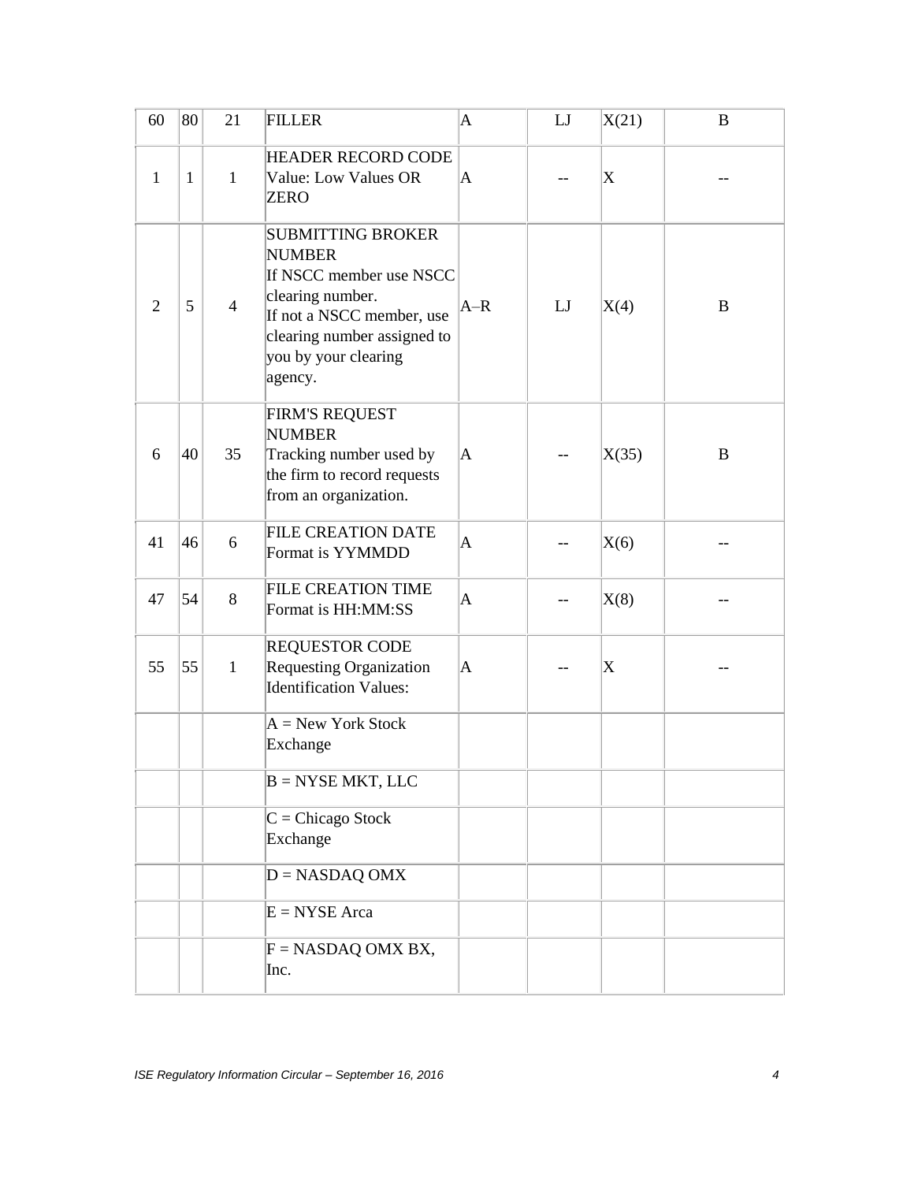| | | | | | | | |
|---|---|---|---|---|---|---|---|
| 60 | 80 | 21 | FILLER | A | LJ | X(21) | B |
| 1 | 1 | 1 | HEADER RECORD CODE<br>Value: Low Values OR ZERO | A | -- | X | -- |
| 2 | 5 | 4 | SUBMITTING BROKER NUMBER<br>If NSCC member use NSCC clearing number.<br>If not a NSCC member, use clearing number assigned to you by your clearing agency. | A–R | LJ | X(4) | B |
| 6 | 40 | 35 | FIRM'S REQUEST NUMBER<br>Tracking number used by the firm to record requests from an organization. | A | -- | X(35) | B |
| 41 | 46 | 6 | FILE CREATION DATE<br>Format is YYMMDD | A | -- | X(6) | -- |
| 47 | 54 | 8 | FILE CREATION TIME<br>Format is HH:MM:SS | A | -- | X(8) | -- |
| 55 | 55 | 1 | REQUESTOR CODE<br>Requesting Organization Identification Values: | A | -- | X | -- |
| | | | A = New York Stock Exchange | | | | |
| | | | B = NYSE MKT, LLC | | | | |
| | | | C = Chicago Stock Exchange | | | | |
| | | | D = NASDAQ OMX | | | | |
| | | | E = NYSE Arca | | | | |
| | | | F = NASDAQ OMX BX, Inc. | | | | |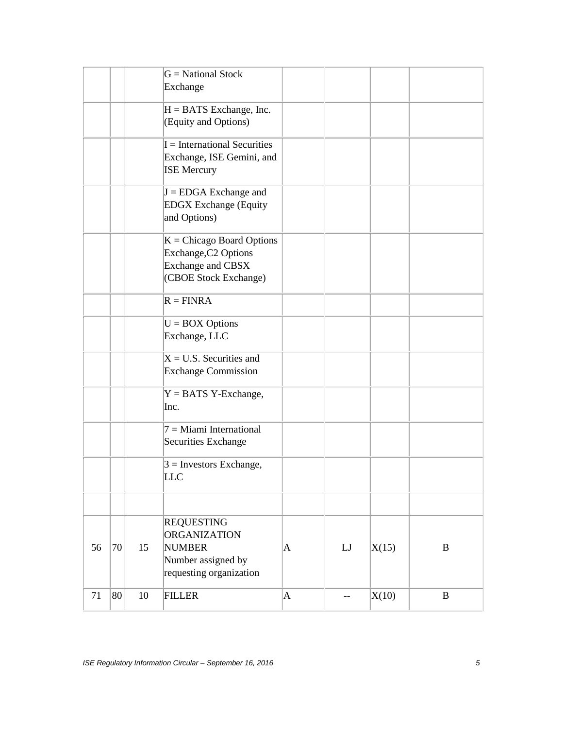| | | | | | | | |
|---|---|---|---|---|---|---|---|
| | | | G = National Stock Exchange | | | | |
| | | | H = BATS Exchange, Inc. (Equity and Options) | | | | |
| | | | I = International Securities Exchange, ISE Gemini, and ISE Mercury | | | | |
| | | | J = EDGA Exchange and EDGX Exchange (Equity and Options) | | | | |
| | | | K = Chicago Board Options Exchange,C2 Options Exchange and CBSX (CBOE Stock Exchange) | | | | |
| | | | R = FINRA | | | | |
| | | | U = BOX Options Exchange, LLC | | | | |
| | | | X = U.S. Securities and Exchange Commission | | | | |
| | | | Y = BATS Y-Exchange, Inc. | | | | |
| | | | 7 = Miami International Securities Exchange | | | | |
| | | | 3 = Investors Exchange, LLC | | | | |
| | | | | | | | |
| 56 | 70 | 15 | REQUESTING ORGANIZATION NUMBER Number assigned by requesting organization | A | LJ | X(15) | B |
| 71 | 80 | 10 | FILLER | A | -- | X(10) | B |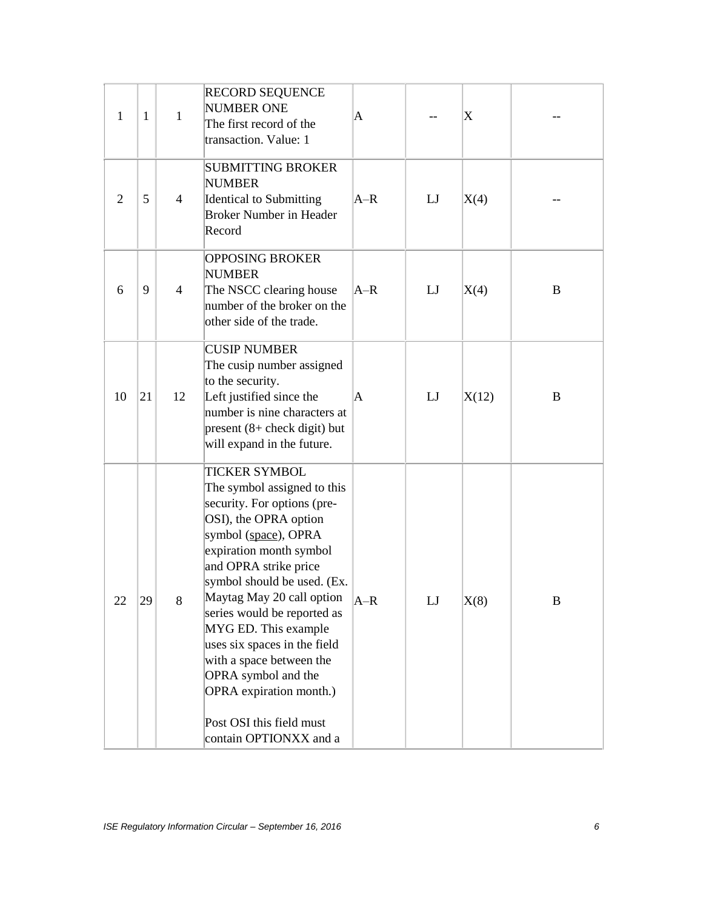| 1 | 1 | 1 | RECORD SEQUENCE NUMBER ONE<br>The first record of the transaction. Value: 1 | A | -- | X | -- |
|---|---|---|---|---|---|---|---|
| 2 | 5 | 4 | SUBMITTING BROKER NUMBER<br>Identical to Submitting Broker Number in Header Record | A–R | LJ | X(4) | -- |
| 6 | 9 | 4 | OPPOSING BROKER NUMBER<br>The NSCC clearing house number of the broker on the other side of the trade. | A–R | LJ | X(4) | B |
| 10 | 21 | 12 | CUSIP NUMBER<br>The cusip number assigned to the security.<br>Left justified since the number is nine characters at present (8+ check digit) but will expand in the future. | A | LJ | X(12) | B |
| 22 | 29 | 8 | TICKER SYMBOL<br>The symbol assigned to this security. For options (pre-OSI), the OPRA option symbol (space), OPRA expiration month symbol and OPRA strike price symbol should be used. (Ex. Maytag May 20 call option series would be reported as MYG ED. This example uses six spaces in the field with a space between the OPRA symbol and the OPRA expiration month.)<br><br>Post OSI this field must contain OPTIONXX and a | A–R | LJ | X(8) | B |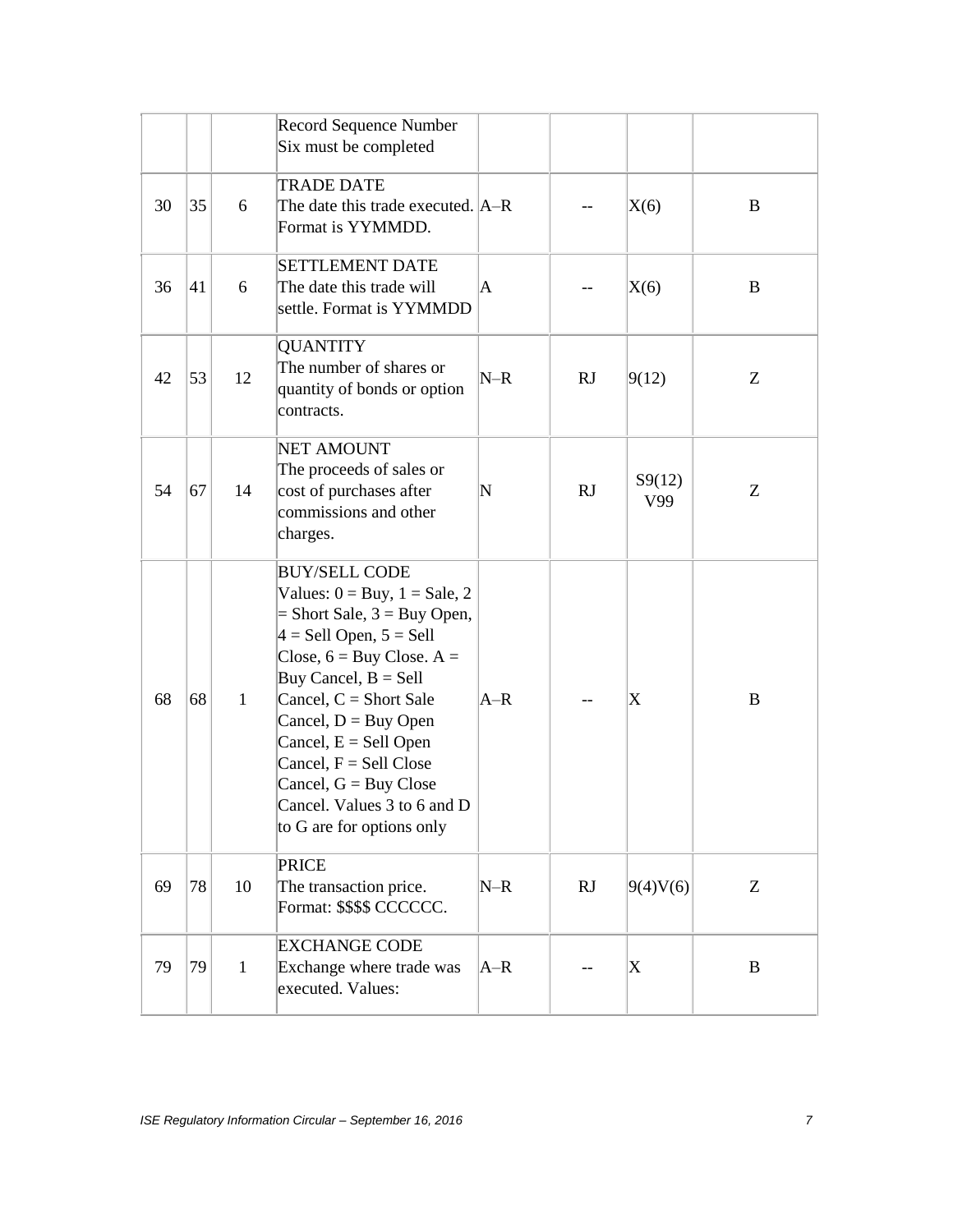| | | | | | | | |
|---|---|---|---|---|---|---|---|
| | | | Record Sequence Number Six must be completed | | | | |
| 30 | 35 | 6 | TRADE DATE The date this trade executed. Format is YYMMDD. | A–R | -- | X(6) | B |
| 36 | 41 | 6 | SETTLEMENT DATE The date this trade will settle. Format is YYMMDD | A | -- | X(6) | B |
| 42 | 53 | 12 | QUANTITY The number of shares or quantity of bonds or option contracts. | N–R | RJ | 9(12) | Z |
| 54 | 67 | 14 | NET AMOUNT The proceeds of sales or cost of purchases after commissions and other charges. | N | RJ | S9(12) V99 | Z |
| 68 | 68 | 1 | BUY/SELL CODE Values: 0 = Buy, 1 = Sale, 2 = Short Sale, 3 = Buy Open, 4 = Sell Open, 5 = Sell Close, 6 = Buy Close. A = Buy Cancel, B = Sell Cancel, C = Short Sale Cancel, D = Buy Open Cancel, E = Sell Open Cancel, F = Sell Close Cancel, G = Buy Close Cancel. Values 3 to 6 and D to G are for options only | A–R | -- | X | B |
| 69 | 78 | 10 | PRICE The transaction price. Format: $$$$ CCCCCC. | N–R | RJ | 9(4)V(6) | Z |
| 79 | 79 | 1 | EXCHANGE CODE Exchange where trade was executed. Values: | A–R | -- | X | B |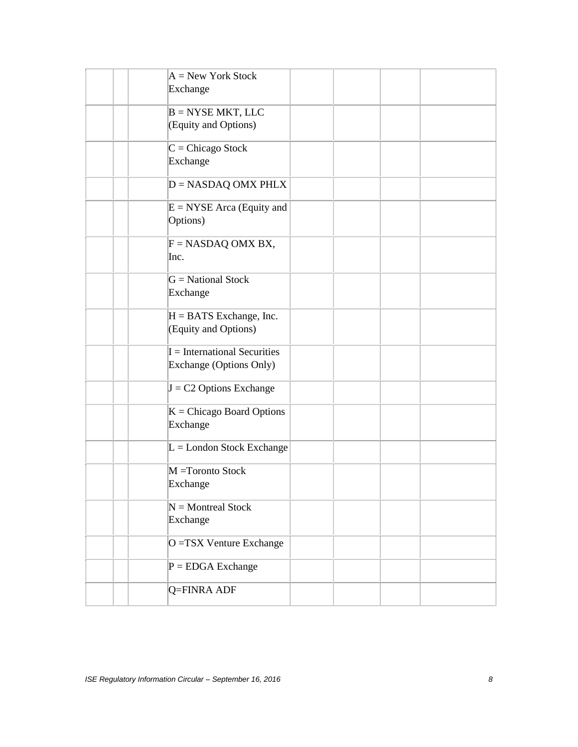| | | | | | | | |
|---|---|---|---|---|---|---|---|
| | | | A = New York Stock Exchange | | | | |
| | | | B = NYSE MKT, LLC (Equity and Options) | | | | |
| | | | C = Chicago Stock Exchange | | | | |
| | | | D = NASDAQ OMX PHLX | | | | |
| | | | E = NYSE Arca (Equity and Options) | | | | |
| | | | F = NASDAQ OMX BX, Inc. | | | | |
| | | | G = National Stock Exchange | | | | |
| | | | H = BATS Exchange, Inc. (Equity and Options) | | | | |
| | | | I = International Securities Exchange (Options Only) | | | | |
| | | | J = C2 Options Exchange | | | | |
| | | | K = Chicago Board Options Exchange | | | | |
| | | | L = London Stock Exchange | | | | |
| | | | M =Toronto Stock Exchange | | | | |
| | | | N = Montreal Stock Exchange | | | | |
| | | | O =TSX Venture Exchange | | | | |
| | | | P = EDGA Exchange | | | | |
| | | | Q=FINRA ADF | | | | |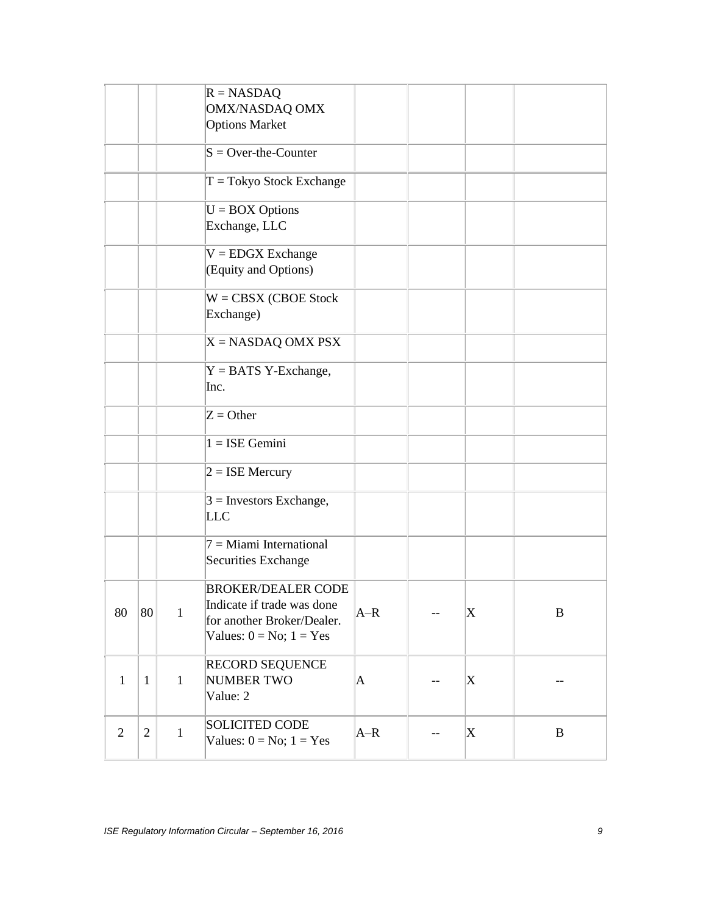| | | | | | | | |
|---|---|---|---|---|---|---|---|
| | | | R = NASDAQ OMX/NASDAQ OMX Options Market | | | | |
| | | | S = Over-the-Counter | | | | |
| | | | T = Tokyo Stock Exchange | | | | |
| | | | U = BOX Options Exchange, LLC | | | | |
| | | | V = EDGX Exchange (Equity and Options) | | | | |
| | | | W = CBSX (CBOE Stock Exchange) | | | | |
| | | | X = NASDAQ OMX PSX | | | | |
| | | | Y = BATS Y-Exchange, Inc. | | | | |
| | | | Z = Other | | | | |
| | | | 1 = ISE Gemini | | | | |
| | | | 2 = ISE Mercury | | | | |
| | | | 3 = Investors Exchange, LLC | | | | |
| | | | 7 = Miami International Securities Exchange | | | | |
| 80 | 80 | 1 | BROKER/DEALER CODE Indicate if trade was done for another Broker/Dealer. Values: 0 = No; 1 = Yes | A–R | -- | X | B |
| 1 | 1 | 1 | RECORD SEQUENCE NUMBER TWO Value: 2 | A | -- | X | -- |
| 2 | 2 | 1 | SOLICITED CODE Values: 0 = No; 1 = Yes | A–R | -- | X | B |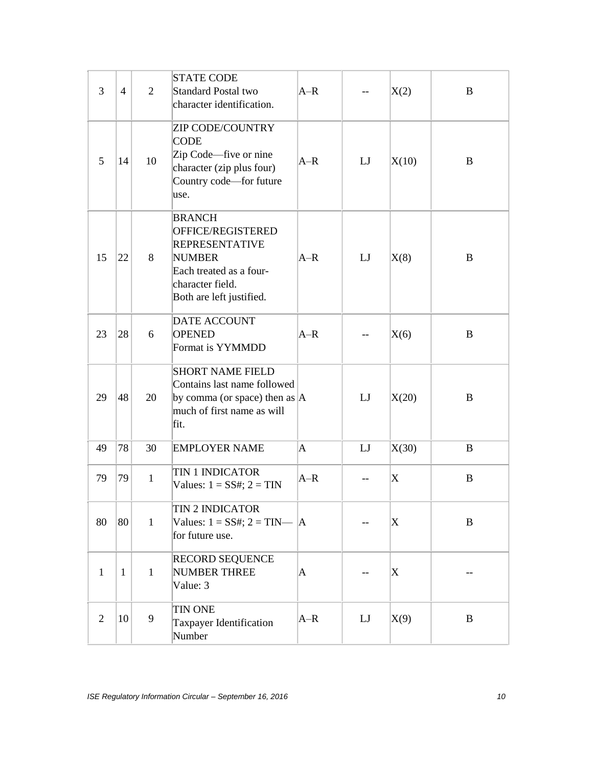| | | | | | | | |
|---|---|---|---|---|---|---|---|
| 3 | 4 | 2 | STATE CODE<br>Standard Postal two character identification. | A–R | -- | X(2) | B |
| 5 | 14 | 10 | ZIP CODE/COUNTRY CODE<br>Zip Code—five or nine character (zip plus four)<br>Country code—for future use. | A–R | LJ | X(10) | B |
| 15 | 22 | 8 | BRANCH OFFICE/REGISTERED REPRESENTATIVE NUMBER<br>Each treated as a four-character field.<br>Both are left justified. | A–R | LJ | X(8) | B |
| 23 | 28 | 6 | DATE ACCOUNT OPENED<br>Format is YYMMDD | A–R | -- | X(6) | B |
| 29 | 48 | 20 | SHORT NAME FIELD<br>Contains last name followed by comma (or space) then as much of first name as will fit. | A | LJ | X(20) | B |
| 49 | 78 | 30 | EMPLOYER NAME | A | LJ | X(30) | B |
| 79 | 79 | 1 | TIN 1 INDICATOR<br>Values: 1 = SS#; 2 = TIN | A–R | -- | X | B |
| 80 | 80 | 1 | TIN 2 INDICATOR<br>Values: 1 = SS#; 2 = TIN—for future use. | A | -- | X | B |
| 1 | 1 | 1 | RECORD SEQUENCE NUMBER THREE<br>Value: 3 | A | -- | X | -- |
| 2 | 10 | 9 | TIN ONE<br>Taxpayer Identification Number | A–R | LJ | X(9) | B |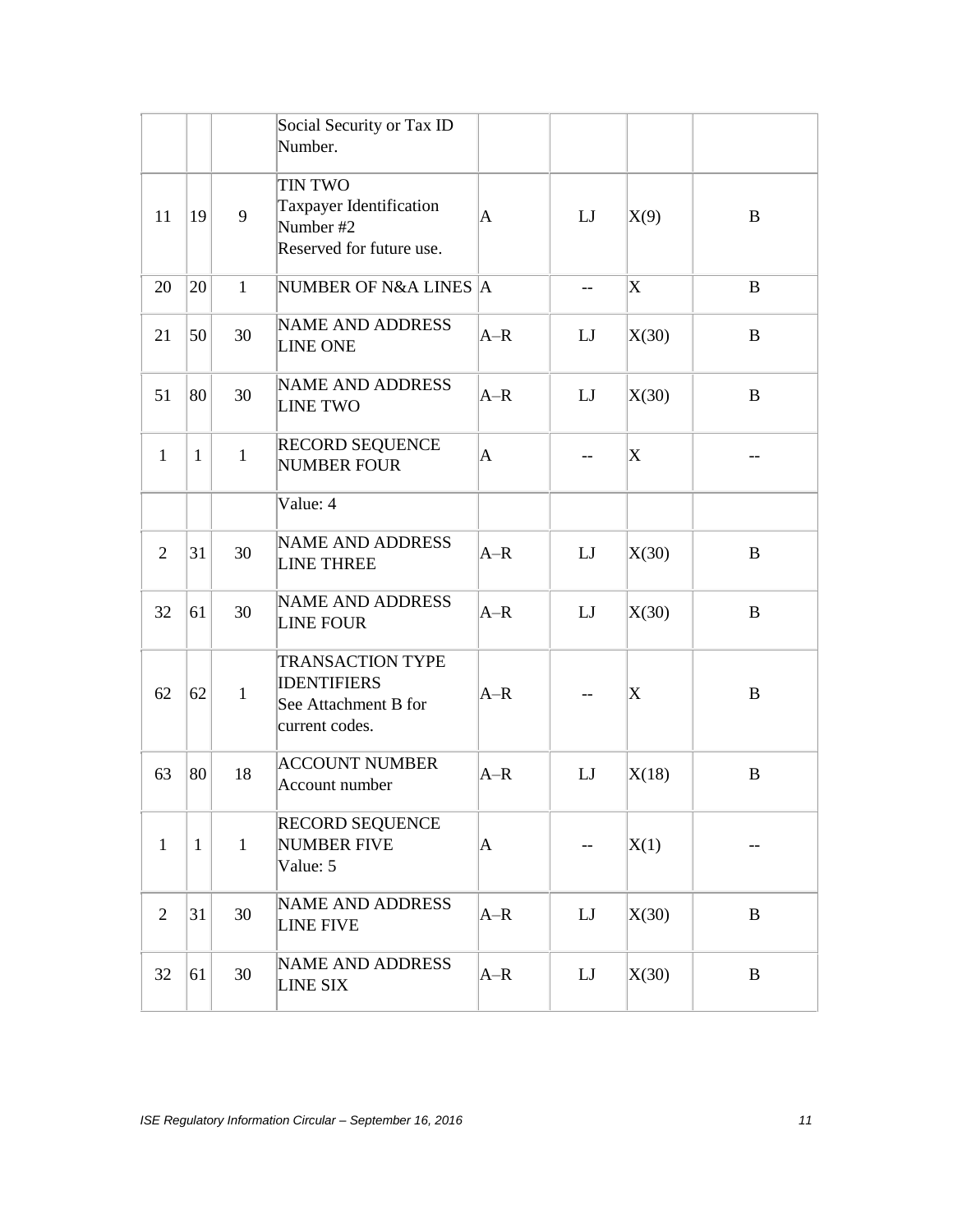| | | | | | | | |
|---|---|---|---|---|---|---|---|
| | | | Social Security or Tax ID Number. | | | | |
| 11 | 19 | 9 | TIN TWO<br>Taxpayer Identification Number #2<br>Reserved for future use. | A | LJ | X(9) | B |
| 20 | 20 | 1 | NUMBER OF N&A LINES | A | -- | X | B |
| 21 | 50 | 30 | NAME AND ADDRESS LINE ONE | A–R | LJ | X(30) | B |
| 51 | 80 | 30 | NAME AND ADDRESS LINE TWO | A–R | LJ | X(30) | B |
| 1 | 1 | 1 | RECORD SEQUENCE NUMBER FOUR | A | -- | X | -- |
| | | | Value: 4 | | | | |
| 2 | 31 | 30 | NAME AND ADDRESS LINE THREE | A–R | LJ | X(30) | B |
| 32 | 61 | 30 | NAME AND ADDRESS LINE FOUR | A–R | LJ | X(30) | B |
| 62 | 62 | 1 | TRANSACTION TYPE IDENTIFIERS<br>See Attachment B for current codes. | A–R | -- | X | B |
| 63 | 80 | 18 | ACCOUNT NUMBER<br>Account number | A–R | LJ | X(18) | B |
| 1 | 1 | 1 | RECORD SEQUENCE NUMBER FIVE<br>Value: 5 | A | -- | X(1) | -- |
| 2 | 31 | 30 | NAME AND ADDRESS LINE FIVE | A–R | LJ | X(30) | B |
| 32 | 61 | 30 | NAME AND ADDRESS LINE SIX | A–R | LJ | X(30) | B |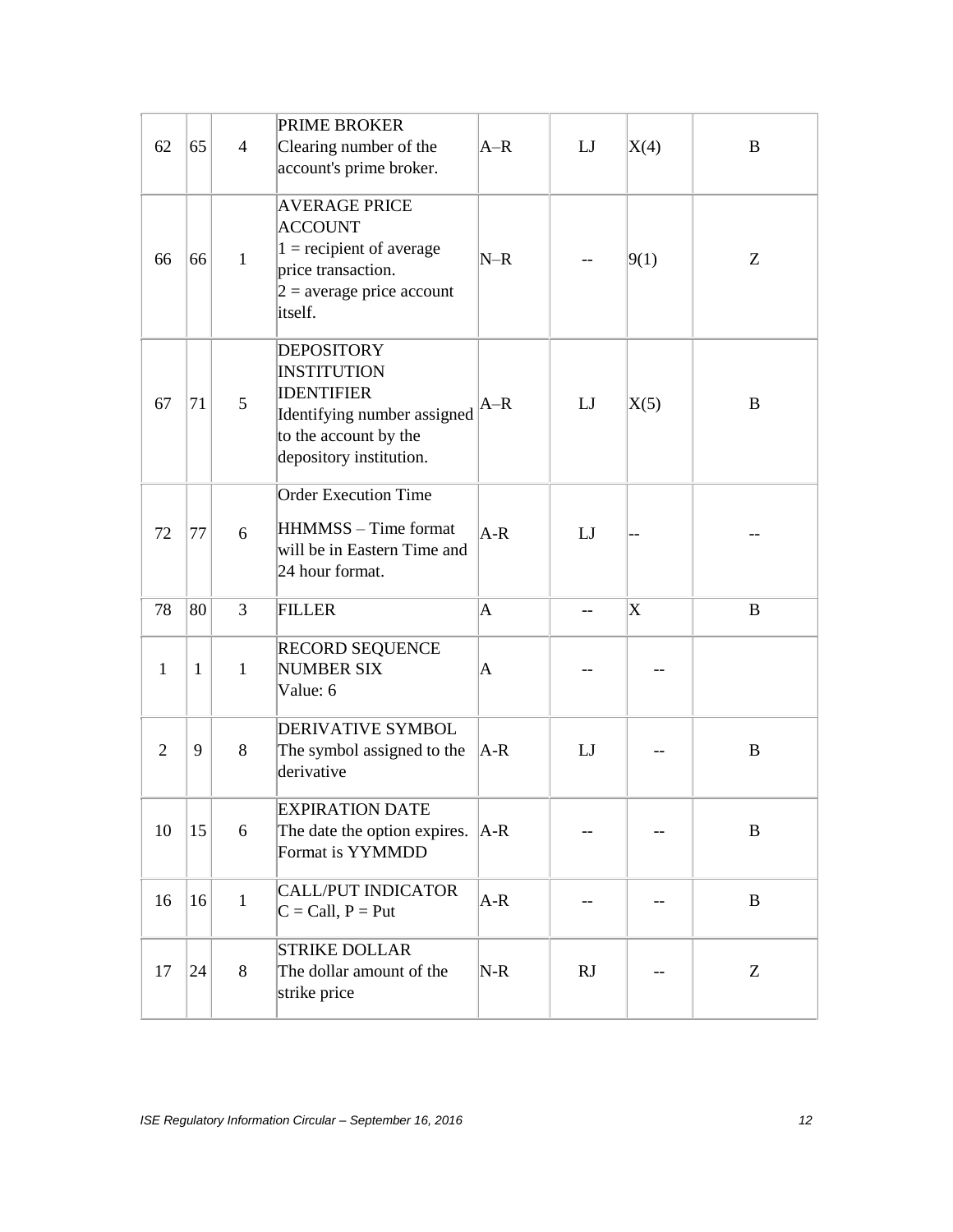| | | | | | | | |
|---|---|---|---|---|---|---|---|
| 62 | 65 | 4 | PRIME BROKER<br>Clearing number of the account's prime broker. | A–R | LJ | X(4) | B |
| 66 | 66 | 1 | AVERAGE PRICE ACCOUNT<br>1 = recipient of average price transaction.<br>2 = average price account itself. | N–R | -- | 9(1) | Z |
| 67 | 71 | 5 | DEPOSITORY INSTITUTION IDENTIFIER<br>Identifying number assigned to the account by the depository institution. | A–R | LJ | X(5) | B |
| 72 | 77 | 6 | Order Execution Time<br>HHMMSS – Time format will be in Eastern Time and 24 hour format. | A-R | LJ | -- | -- |
| 78 | 80 | 3 | FILLER | A | -- | X | B |
| 1 | 1 | 1 | RECORD SEQUENCE NUMBER SIX<br>Value: 6 | A | -- | -- | |
| 2 | 9 | 8 | DERIVATIVE SYMBOL<br>The symbol assigned to the derivative | A-R | LJ | -- | B |
| 10 | 15 | 6 | EXPIRATION DATE<br>The date the option expires. Format is YYMMDD | A-R | -- | -- | B |
| 16 | 16 | 1 | CALL/PUT INDICATOR<br>C = Call, P = Put | A-R | -- | -- | B |
| 17 | 24 | 8 | STRIKE DOLLAR<br>The dollar amount of the strike price | N-R | RJ | -- | Z |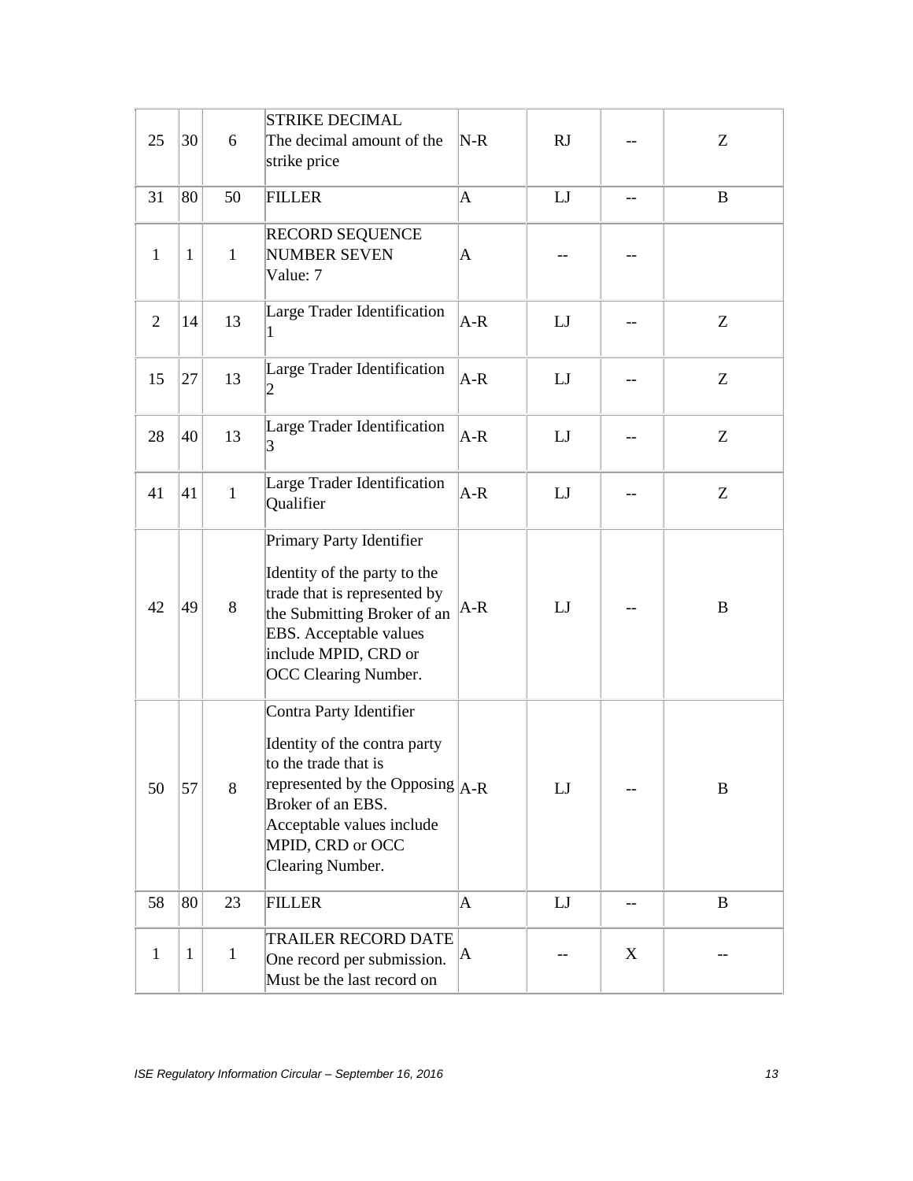| | | | | | | | |
|---|---|---|---|---|---|---|---|
| 25 | 30 | 6 | STRIKE DECIMAL<br>The decimal amount of the strike price | N-R | RJ | -- | Z |
| 31 | 80 | 50 | FILLER | A | LJ | -- | B |
| 1 | 1 | 1 | RECORD SEQUENCE NUMBER SEVEN<br>Value: 7 | A | -- | -- | |
| 2 | 14 | 13 | Large Trader Identification 1 | A-R | LJ | -- | Z |
| 15 | 27 | 13 | Large Trader Identification 2 | A-R | LJ | -- | Z |
| 28 | 40 | 13 | Large Trader Identification 3 | A-R | LJ | -- | Z |
| 41 | 41 | 1 | Large Trader Identification Qualifier | A-R | LJ | -- | Z |
| 42 | 49 | 8 | Primary Party Identifier<br><br>Identity of the party to the trade that is represented by the Submitting Broker of an EBS. Acceptable values include MPID, CRD or OCC Clearing Number. | A-R | LJ | -- | B |
| 50 | 57 | 8 | Contra Party Identifier<br><br>Identity of the contra party to the trade that is represented by the Opposing Broker of an EBS. Acceptable values include MPID, CRD or OCC Clearing Number. | A-R | LJ | -- | B |
| 58 | 80 | 23 | FILLER | A | LJ | -- | B |
| 1 | 1 | 1 | TRAILER RECORD DATE<br>One record per submission. Must be the last record on | A | -- | X | -- |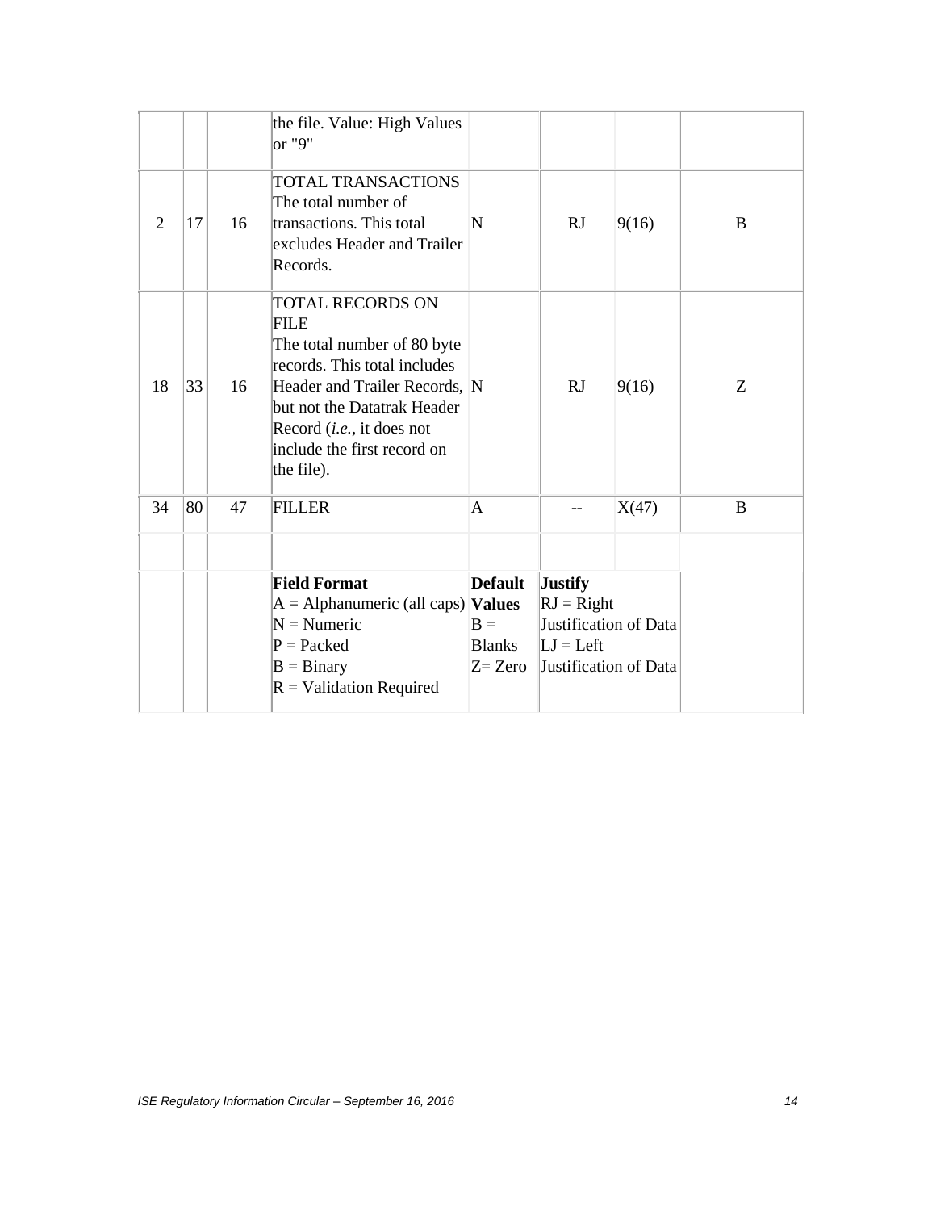| | | | | | | | |
|---|---|---|---|---|---|---|---|
| | | | the file. Value: High Values or "9" | | | | |
| 2 | 17 | 16 | TOTAL TRANSACTIONS The total number of transactions. This total excludes Header and Trailer Records. | N | RJ | 9(16) | B |
| 18 | 33 | 16 | TOTAL RECORDS ON FILE The total number of 80 byte records. This total includes Header and Trailer Records, but not the Datatrak Header Record (*i.e.*, it does not include the first record on the file). | N | RJ | 9(16) | Z |
| 34 | 80 | 47 | FILLER | A | -- | X(47) | B |
| | | | | | | | |
| | | | **Field Format** A = Alphanumeric (all caps) N = Numeric P = Packed B = Binary R = Validation Required | **Default Values** B = Blanks Z= Zero | **Justify** RJ = Right Justification of Data LJ = Left Justification of Data | | |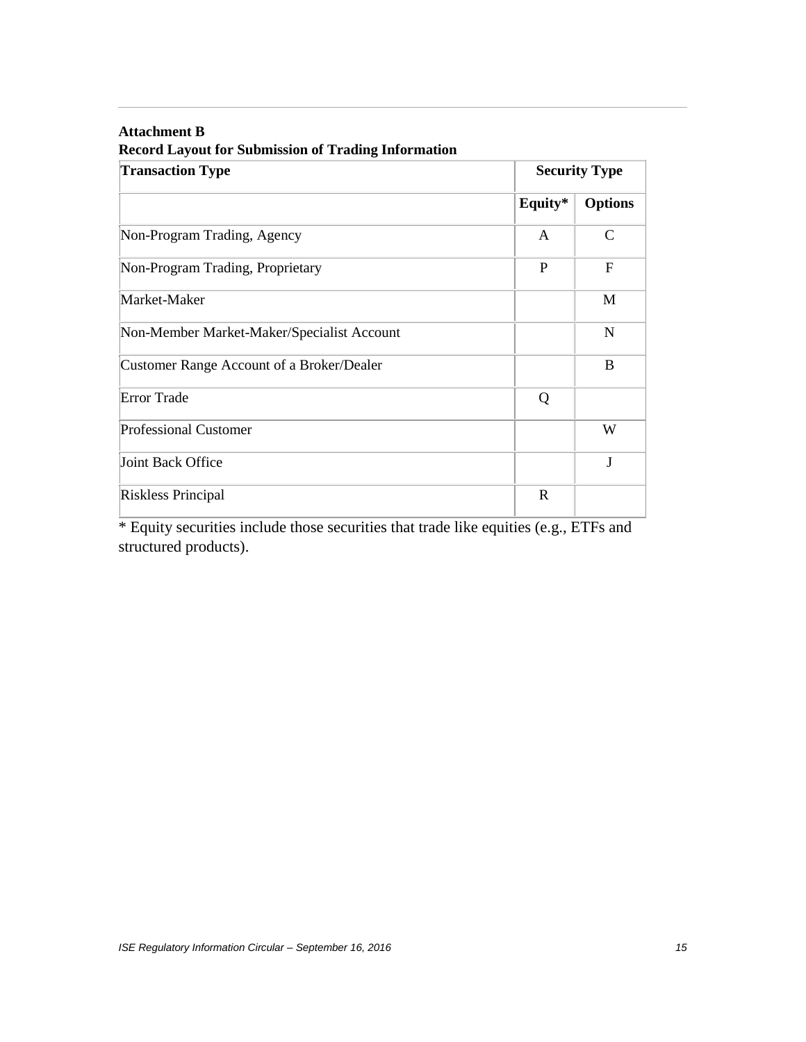**Attachment B**
**Record Layout for Submission of Trading Information**

| Transaction Type | Security Type | |
|---|---|---|
| | **Equity*** | **Options** |
| Non-Program Trading, Agency | A | C |
| Non-Program Trading, Proprietary | P | F |
| Market-Maker | | M |
| Non-Member Market-Maker/Specialist Account | | N |
| Customer Range Account of a Broker/Dealer | | B |
| Error Trade | Q | |
| Professional Customer | | W |
| Joint Back Office | | J |
| Riskless Principal | R | |

* Equity securities include those securities that trade like equities (e.g., ETFs and structured products).